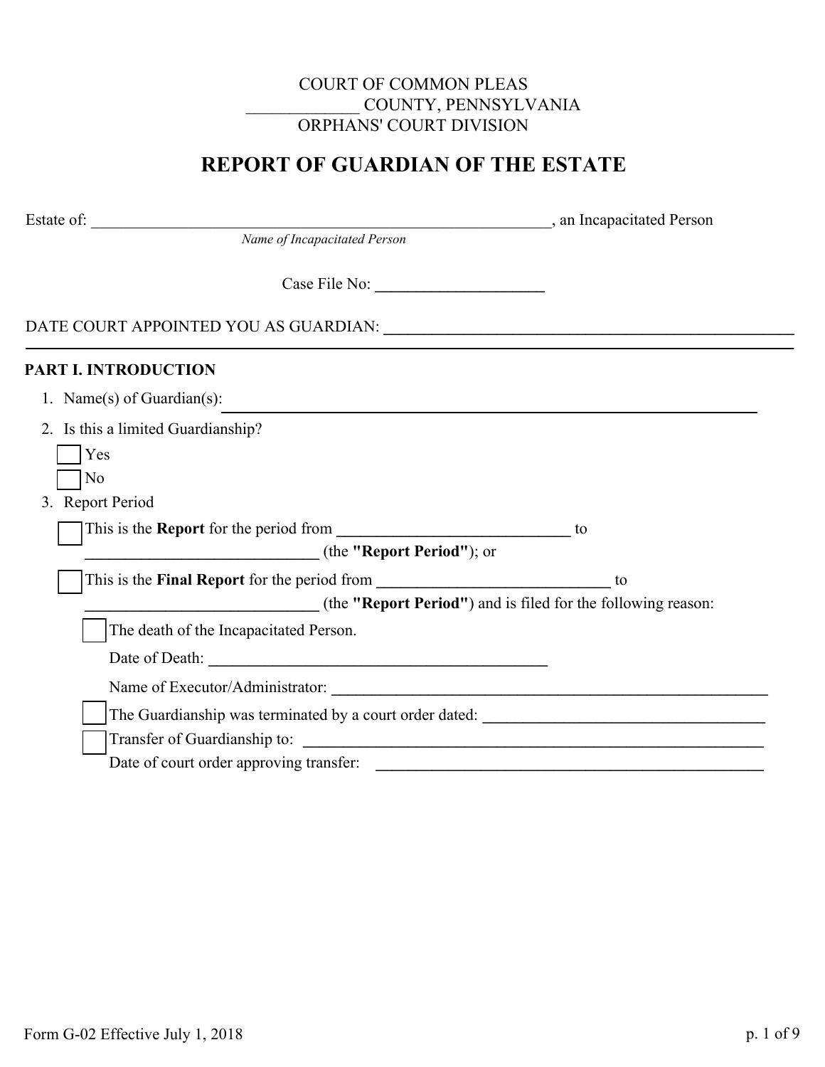COURT OF COMMON PLEAS
_____________ COUNTY, PENNSYLVANIA
ORPHANS' COURT DIVISION

# REPORT OF GUARDIAN OF THE ESTATE

Estate of: ____________________________________________________________, an Incapacitated Person
*Name of Incapacitated Person*

Case File No: _____________________

DATE COURT APPOINTED YOU AS GUARDIAN: ____________________________________________________

## PART I. INTRODUCTION

1. Name(s) of Guardian(s): ____________________________________________________________
2. Is this a limited Guardianship?
   - ☐ Yes
   - ☐ No
3. Report Period
   - ☐ This is the **Report** for the period from _____________________________ to _____________________________ (the **"Report Period"**); or
   - ☐ This is the **Final Report** for the period from _____________________________ to _____________________________ (the **"Report Period"**) and is filed for the following reason:
     - ☐ The death of the Incapacitated Person.

       Date of Death: __________________________________________

       Name of Executor/Administrator: ________________________________________________________
     - ☐ The Guardianship was terminated by a court order dated: ___________________________________
     - ☐ Transfer of Guardianship to: ____________________________________________________________

       Date of court order approving transfer: __________________________________________________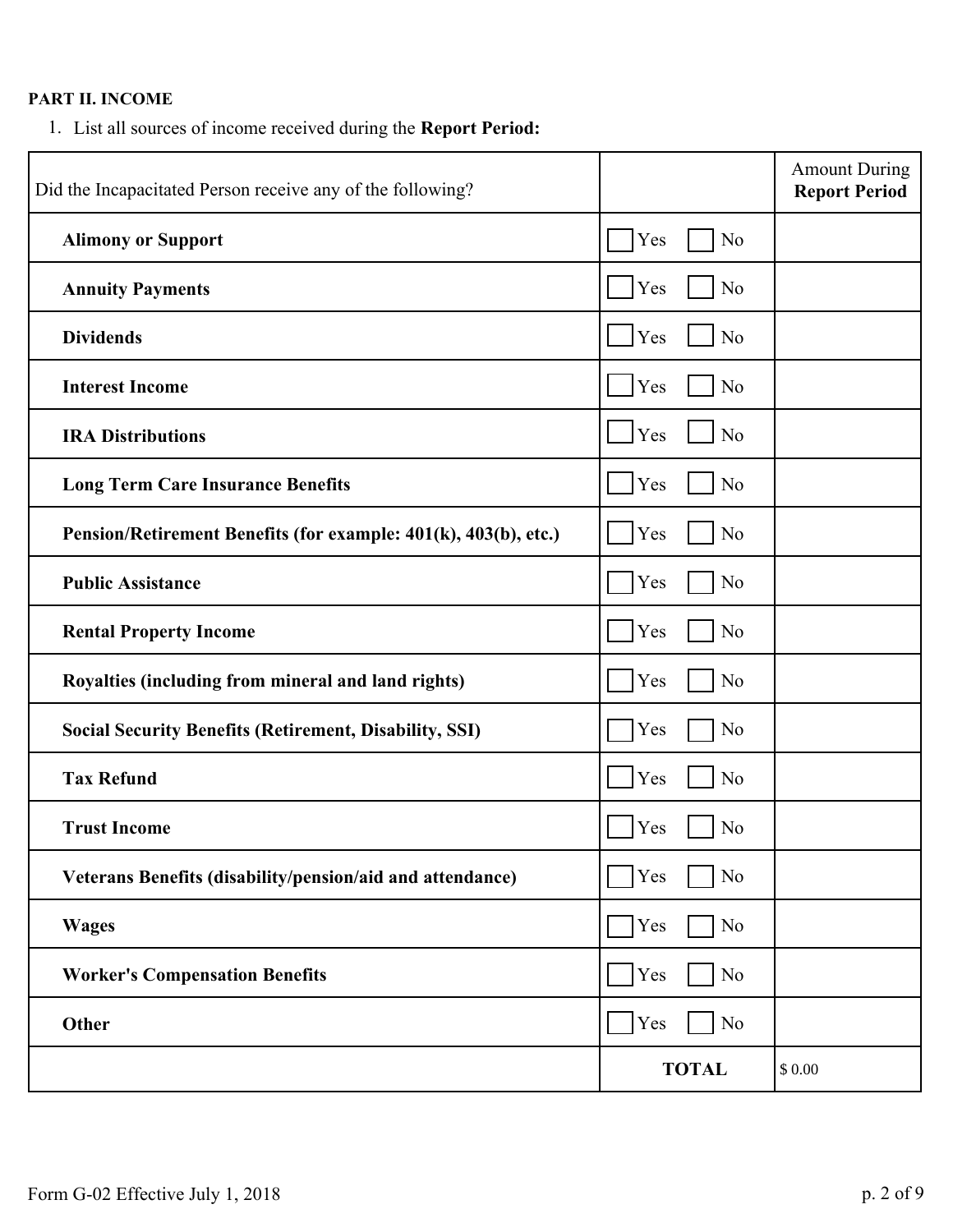**PART II. INCOME**

1. List all sources of income received during the **Report Period:**

| Did the Incapacitated Person receive any of the following? | | Amount During **Report Period** |
|---|---|---|
| **Alimony or Support** | ☐ Yes ☐ No | |
| **Annuity Payments** | ☐ Yes ☐ No | |
| **Dividends** | ☐ Yes ☐ No | |
| **Interest Income** | ☐ Yes ☐ No | |
| **IRA Distributions** | ☐ Yes ☐ No | |
| **Long Term Care Insurance Benefits** | ☐ Yes ☐ No | |
| **Pension/Retirement Benefits (for example: 401(k), 403(b), etc.)** | ☐ Yes ☐ No | |
| **Public Assistance** | ☐ Yes ☐ No | |
| **Rental Property Income** | ☐ Yes ☐ No | |
| **Royalties (including from mineral and land rights)** | ☐ Yes ☐ No | |
| **Social Security Benefits (Retirement, Disability, SSI)** | ☐ Yes ☐ No | |
| **Tax Refund** | ☐ Yes ☐ No | |
| **Trust Income** | ☐ Yes ☐ No | |
| **Veterans Benefits (disability/pension/aid and attendance)** | ☐ Yes ☐ No | |
| **Wages** | ☐ Yes ☐ No | |
| **Worker's Compensation Benefits** | ☐ Yes ☐ No | |
| **Other** | ☐ Yes ☐ No | |
| | **TOTAL** | $ 0.00 |

Form G-02 Effective July 1, 2018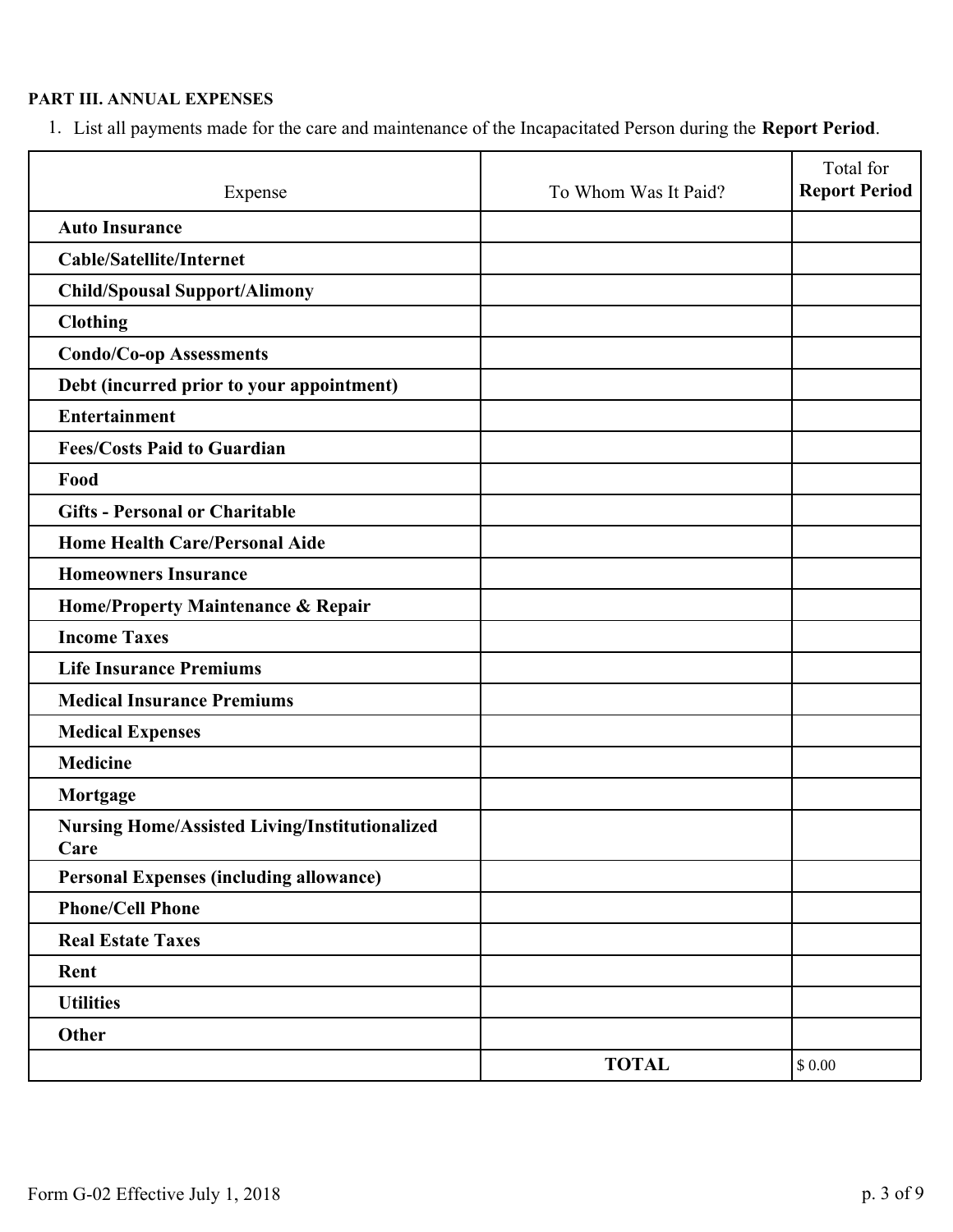**PART III. ANNUAL EXPENSES**

1. List all payments made for the care and maintenance of the Incapacitated Person during the **Report Period**.

| Expense | To Whom Was It Paid? | Total for **Report Period** |
|---|---|---|
| **Auto Insurance** | | |
| **Cable/Satellite/Internet** | | |
| **Child/Spousal Support/Alimony** | | |
| **Clothing** | | |
| **Condo/Co-op Assessments** | | |
| **Debt (incurred prior to your appointment)** | | |
| **Entertainment** | | |
| **Fees/Costs Paid to Guardian** | | |
| **Food** | | |
| **Gifts - Personal or Charitable** | | |
| **Home Health Care/Personal Aide** | | |
| **Homeowners Insurance** | | |
| **Home/Property Maintenance & Repair** | | |
| **Income Taxes** | | |
| **Life Insurance Premiums** | | |
| **Medical Insurance Premiums** | | |
| **Medical Expenses** | | |
| **Medicine** | | |
| **Mortgage** | | |
| **Nursing Home/Assisted Living/Institutionalized Care** | | |
| **Personal Expenses (including allowance)** | | |
| **Phone/Cell Phone** | | |
| **Real Estate Taxes** | | |
| **Rent** | | |
| **Utilities** | | |
| **Other** | | |
| | **TOTAL** | $ 0.00 |

Form G-02 Effective July 1, 2018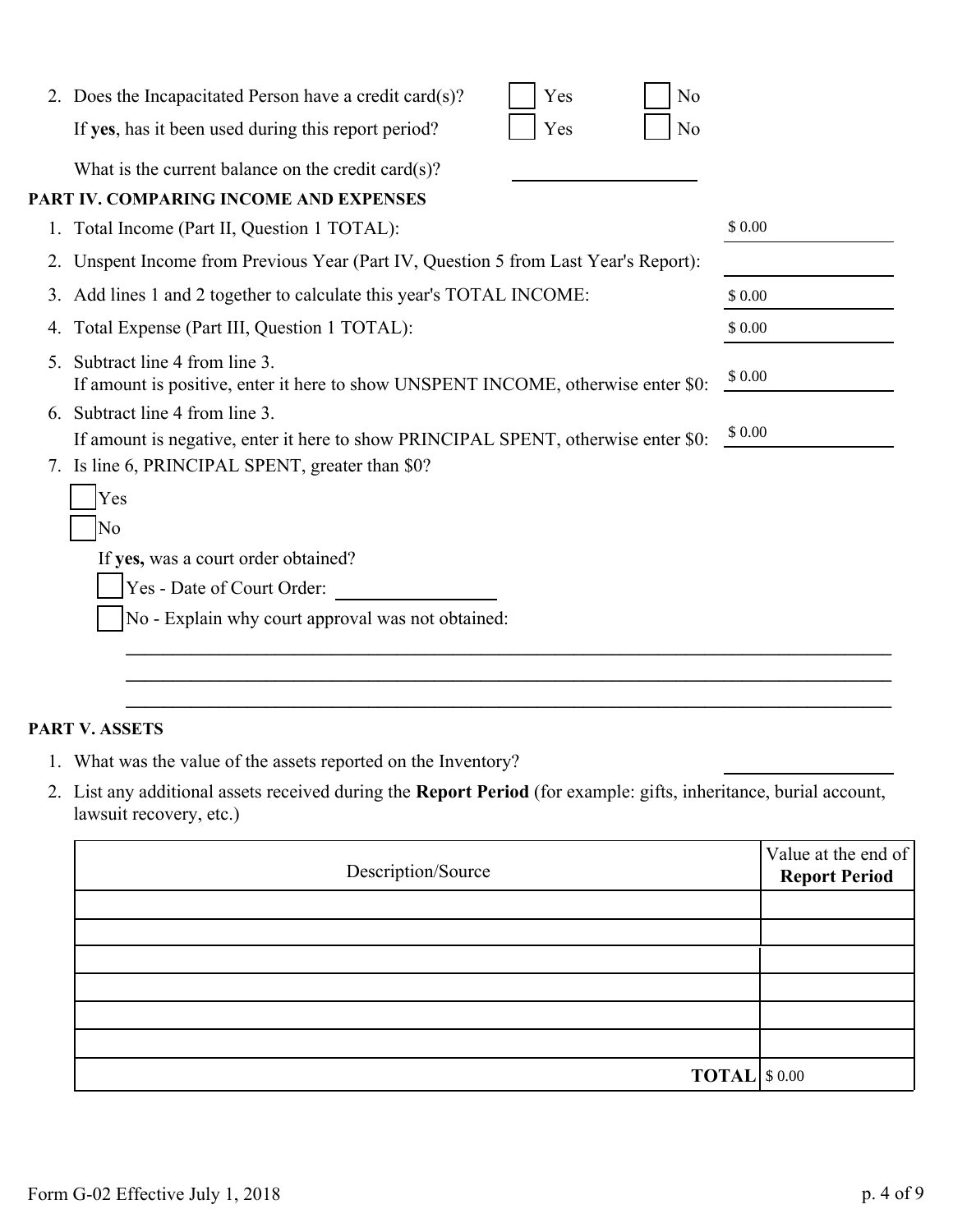2. Does the Incapacitated Person have a credit card(s)? ☐ Yes ☐ No

   If **yes**, has it been used during this report period? ☐ Yes ☐ No

   What is the current balance on the credit card(s)? ____________________

## PART IV. COMPARING INCOME AND EXPENSES

1. Total Income (Part II, Question 1 TOTAL): $ 0.00
2. Unspent Income from Previous Year (Part IV, Question 5 from Last Year's Report): ____________________
3. Add lines 1 and 2 together to calculate this year's TOTAL INCOME: $ 0.00
4. Total Expense (Part III, Question 1 TOTAL): $ 0.00
5. Subtract line 4 from line 3.
   If amount is positive, enter it here to show UNSPENT INCOME, otherwise enter $0: $ 0.00
6. Subtract line 4 from line 3.
   If amount is negative, enter it here to show PRINCIPAL SPENT, otherwise enter $0: $ 0.00
7. Is line 6, PRINCIPAL SPENT, greater than $0?

   ☐ Yes

   ☐ No

   If **yes,** was a court order obtained?

   ☐ Yes - Date of Court Order: ____________________

   ☐ No - Explain why court approval was not obtained:

   ______________________________________________________________________

   ______________________________________________________________________

   ______________________________________________________________________

## PART V. ASSETS

1. What was the value of the assets reported on the Inventory? ____________________
2. List any additional assets received during the **Report Period** (for example: gifts, inheritance, burial account, lawsuit recovery, etc.)

| Description/Source | Value at the end of **Report Period** |
|---|---|
| | |
| | |
| | |
| | |
| | |
| | |
| **TOTAL** | $ 0.00 |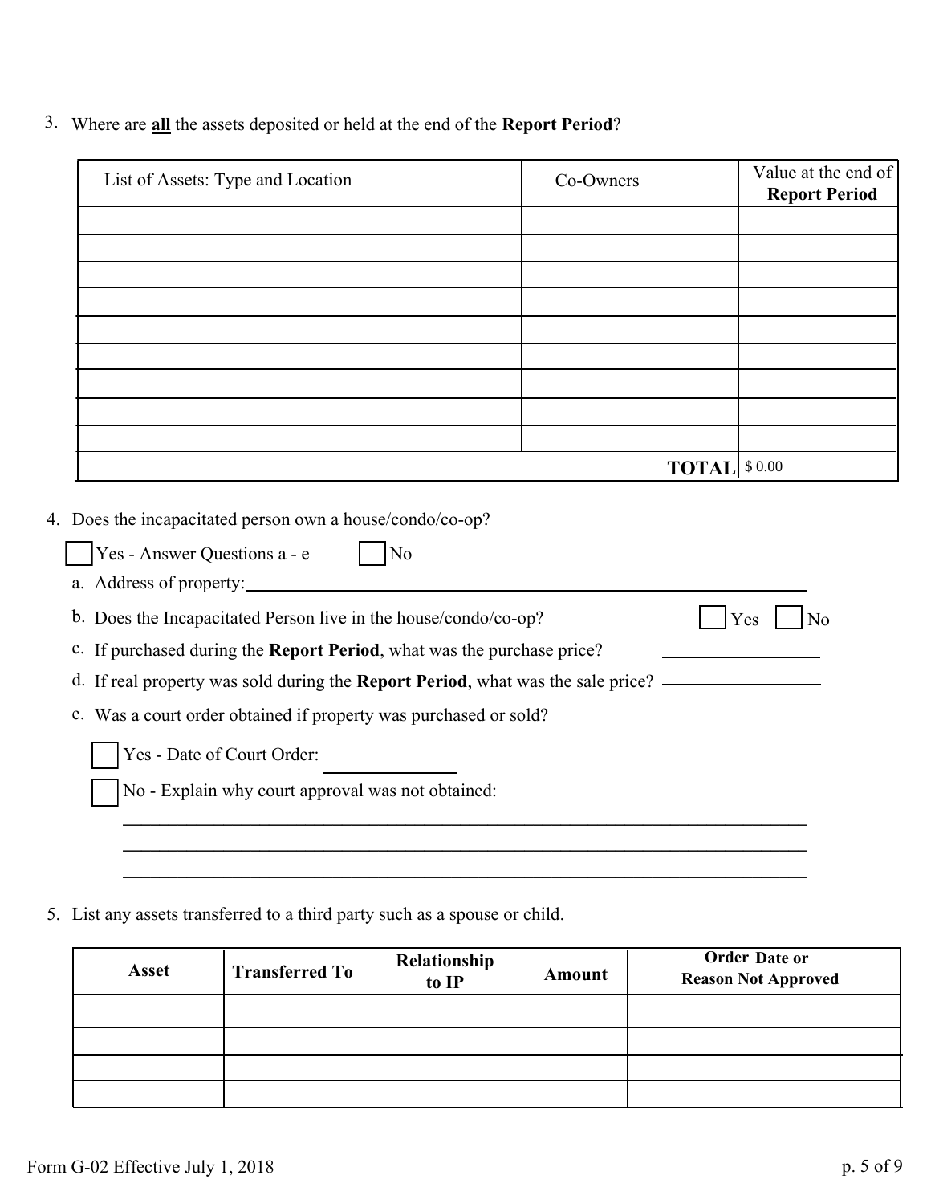3. Where are **all** the assets deposited or held at the end of the **Report Period**?

| List of Assets: Type and Location | Co-Owners | Value at the end of **Report Period** |
|---|---|---|
| | | |
| | | |
| | | |
| | | |
| | | |
| | | |
| | | |
| | | |
| | | |
| | **TOTAL** | $ 0.00 |

4. Does the incapacitated person own a house/condo/co-op?

   ☐ Yes - Answer Questions a - e ☐ No

   a. Address of property: ____________________

   b. Does the Incapacitated Person live in the house/condo/co-op? ☐ Yes ☐ No

   c. If purchased during the **Report Period**, what was the purchase price? ____________

   d. If real property was sold during the **Report Period**, what was the sale price? ____________

   e. Was a court order obtained if property was purchased or sold?

   ☐ Yes - Date of Court Order: ____________

   ☐ No - Explain why court approval was not obtained:

   ____________________________________________

   ____________________________________________

   ____________________________________________

5. List any assets transferred to a third party such as a spouse or child.

| Asset | Transferred To | Relationship to IP | Amount | Order Date or Reason Not Approved |
|---|---|---|---|---|
| | | | | |
| | | | | |
| | | | | |
| | | | | |

Form G-02 Effective July 1, 2018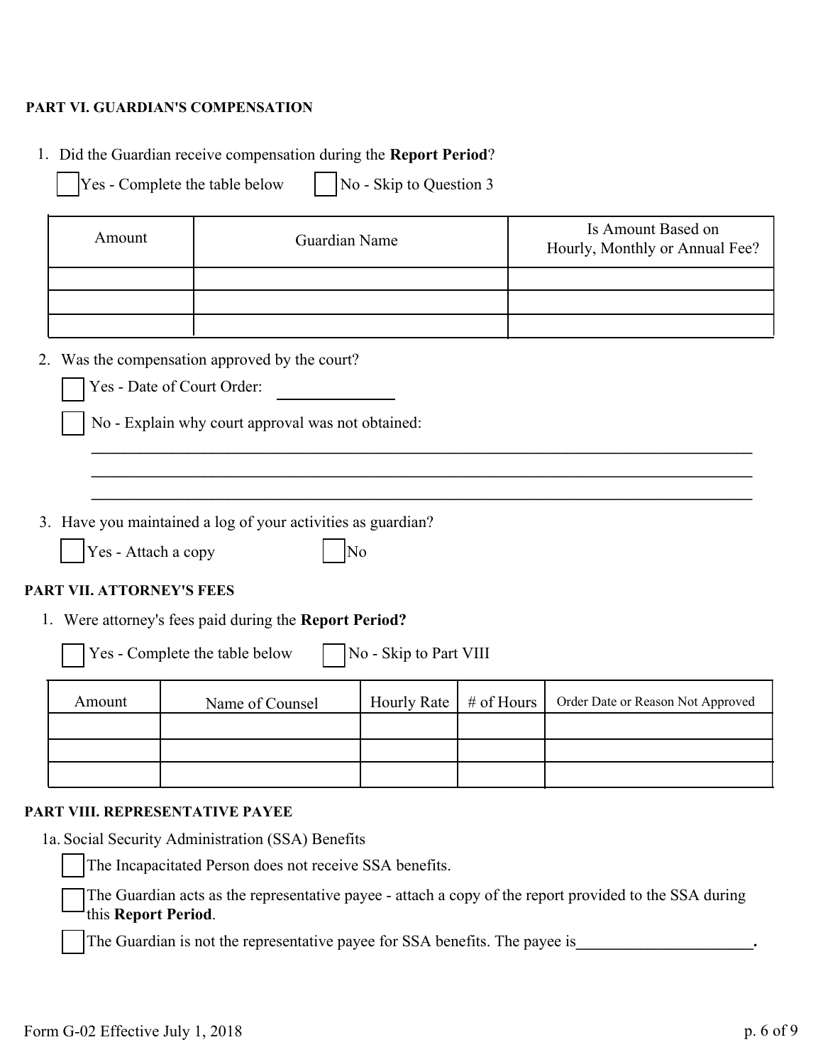**PART VI. GUARDIAN'S COMPENSATION**

1. Did the Guardian receive compensation during the **Report Period**?

☐ Yes - Complete the table below ☐ No - Skip to Question 3

| Amount | Guardian Name | Is Amount Based on Hourly, Monthly or Annual Fee? |
|---|---|---|
| | | |
| | | |
| | | |

2. Was the compensation approved by the court?

☐ Yes - Date of Court Order: _______________

☐ No - Explain why court approval was not obtained:

_______________________________________________________________________________________

_______________________________________________________________________________________

_______________________________________________________________________________________

3. Have you maintained a log of your activities as guardian?

☐ Yes - Attach a copy ☐ No

**PART VII. ATTORNEY'S FEES**

1. Were attorney's fees paid during the **Report Period?**

☐ Yes - Complete the table below ☐ No - Skip to Part VIII

| Amount | Name of Counsel | Hourly Rate | # of Hours | Order Date or Reason Not Approved |
|---|---|---|---|---|
| | | | | |
| | | | | |
| | | | | |

**PART VIII. REPRESENTATIVE PAYEE**

1a. Social Security Administration (SSA) Benefits

☐ The Incapacitated Person does not receive SSA benefits.

☐ The Guardian acts as the representative payee - attach a copy of the report provided to the SSA during this **Report Period**.

☐ The Guardian is not the representative payee for SSA benefits. The payee is______________________.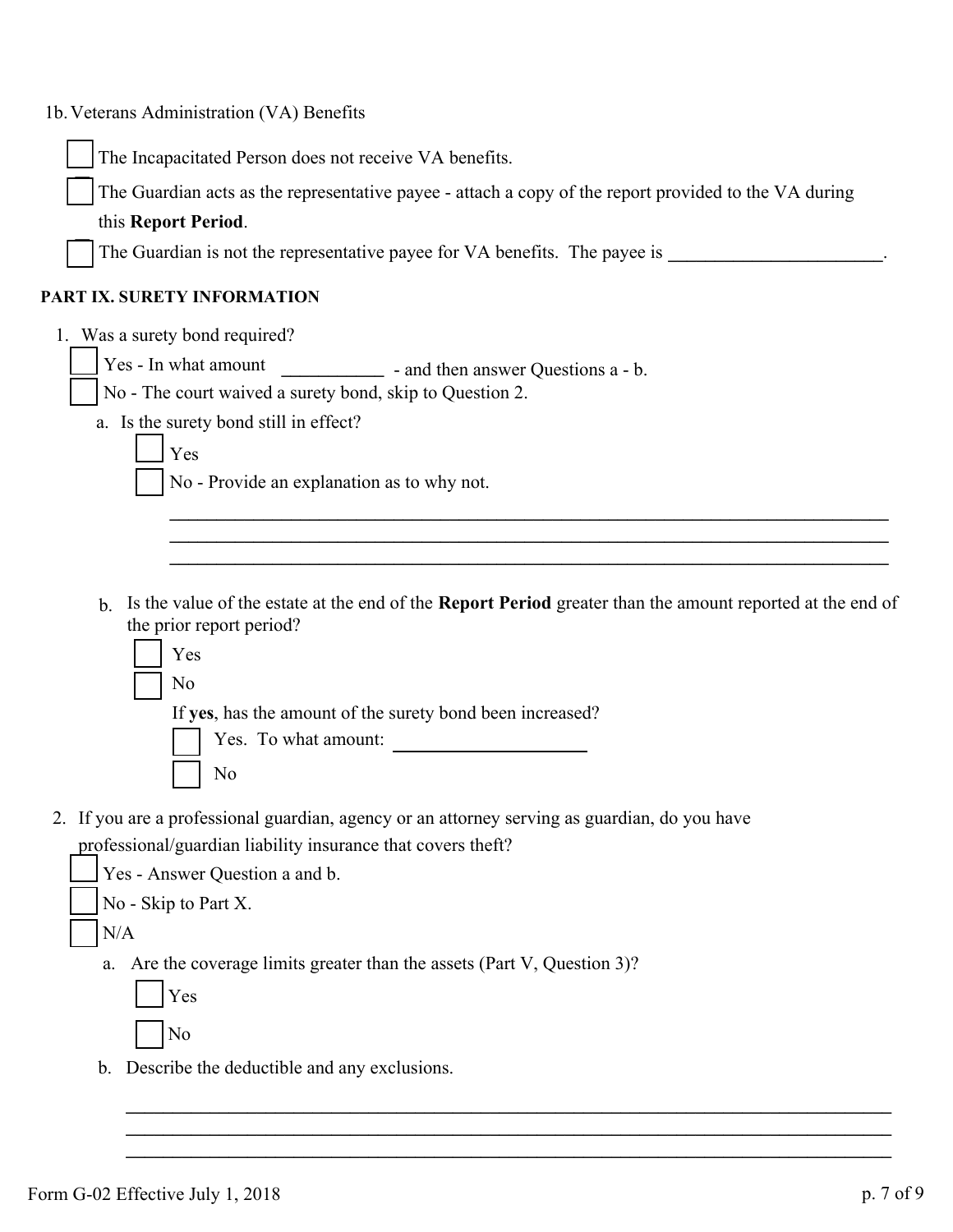1b. Veterans Administration (VA) Benefits

- ☐ The Incapacitated Person does not receive VA benefits.
- ☐ The Guardian acts as the representative payee - attach a copy of the report provided to the VA during this **Report Period**.
- ☐ The Guardian is not the representative payee for VA benefits. The payee is ______________________.

**PART IX. SURETY INFORMATION**

1. Was a surety bond required?
   - ☐ Yes - In what amount ___________ - and then answer Questions a - b.
   - ☐ No - The court waived a surety bond, skip to Question 2.

   a. Is the surety bond still in effect?
      - ☐ Yes
      - ☐ No - Provide an explanation as to why not.

      ______________________________________________________________________________
      ______________________________________________________________________________
      ______________________________________________________________________________

   b. Is the value of the estate at the end of the **Report Period** greater than the amount reported at the end of the prior report period?
      - ☐ Yes
      - ☐ No

      If **yes**, has the amount of the surety bond been increased?
      - ☐ Yes. To what amount: ____________________
      - ☐ No

2. If you are a professional guardian, agency or an attorney serving as guardian, do you have professional/guardian liability insurance that covers theft?
   - ☐ Yes - Answer Question a and b.
   - ☐ No - Skip to Part X.
   - ☐ N/A

   a. Are the coverage limits greater than the assets (Part V, Question 3)?
      - ☐ Yes
      - ☐ No

   b. Describe the deductible and any exclusions.

      ______________________________________________________________________________
      ______________________________________________________________________________
      ______________________________________________________________________________

Form G-02 Effective July 1, 2018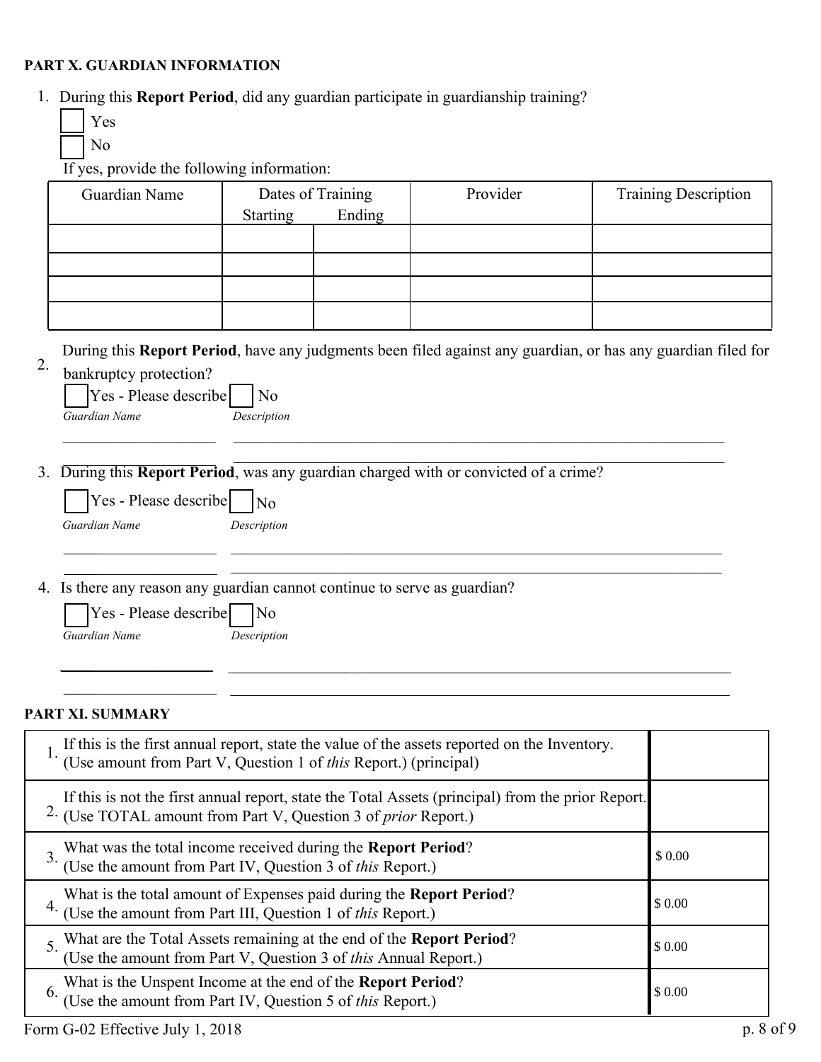**PART X. GUARDIAN INFORMATION**

1. During this **Report Period**, did any guardian participate in guardianship training?

   ☐ Yes

   ☐ No

   If yes, provide the following information:

| Guardian Name | Dates of Training | | Provider | Training Description |
|---|---|---|---|---|
| | Starting | Ending | | |
| | | | | |
| | | | | |
| | | | | |
| | | | | |

2. During this **Report Period**, have any judgments been filed against any guardian, or has any guardian filed for bankruptcy protection?

   ☐ Yes - Please describe ☐ No

   *Guardian Name* *Description*

   ____________________ ____________________________________________________________

   ____________________ ____________________________________________________________

3. During this **Report Period**, was any guardian charged with or convicted of a crime?

   ☐ Yes - Please describe ☐ No

   *Guardian Name* *Description*

   ____________________ ____________________________________________________________

   ____________________ ____________________________________________________________

4. Is there any reason any guardian cannot continue to serve as guardian?

   ☐ Yes - Please describe ☐ No

   *Guardian Name* *Description*

   ____________________ ____________________________________________________________

   ____________________ ____________________________________________________________

**PART XI. SUMMARY**

| | | |
|---|---|---|
| 1. | If this is the first annual report, state the value of the assets reported on the Inventory. (Use amount from Part V, Question 1 of *this* Report.) (principal) | |
| 2. | If this is not the first annual report, state the Total Assets (principal) from the prior Report. (Use TOTAL amount from Part V, Question 3 of *prior* Report.) | |
| 3. | What was the total income received during the **Report Period**? (Use the amount from Part IV, Question 3 of *this* Report.) | $ 0.00 |
| 4. | What is the total amount of Expenses paid during the **Report Period**? (Use the amount from Part III, Question 1 of *this* Report.) | $ 0.00 |
| 5. | What are the Total Assets remaining at the end of the **Report Period**? (Use the amount from Part V, Question 3 of *this* Annual Report.) | $ 0.00 |
| 6. | What is the Unspent Income at the end of the **Report Period**? (Use the amount from Part IV, Question 5 of *this* Report.) | $ 0.00 |

Form G-02 Effective July 1, 2018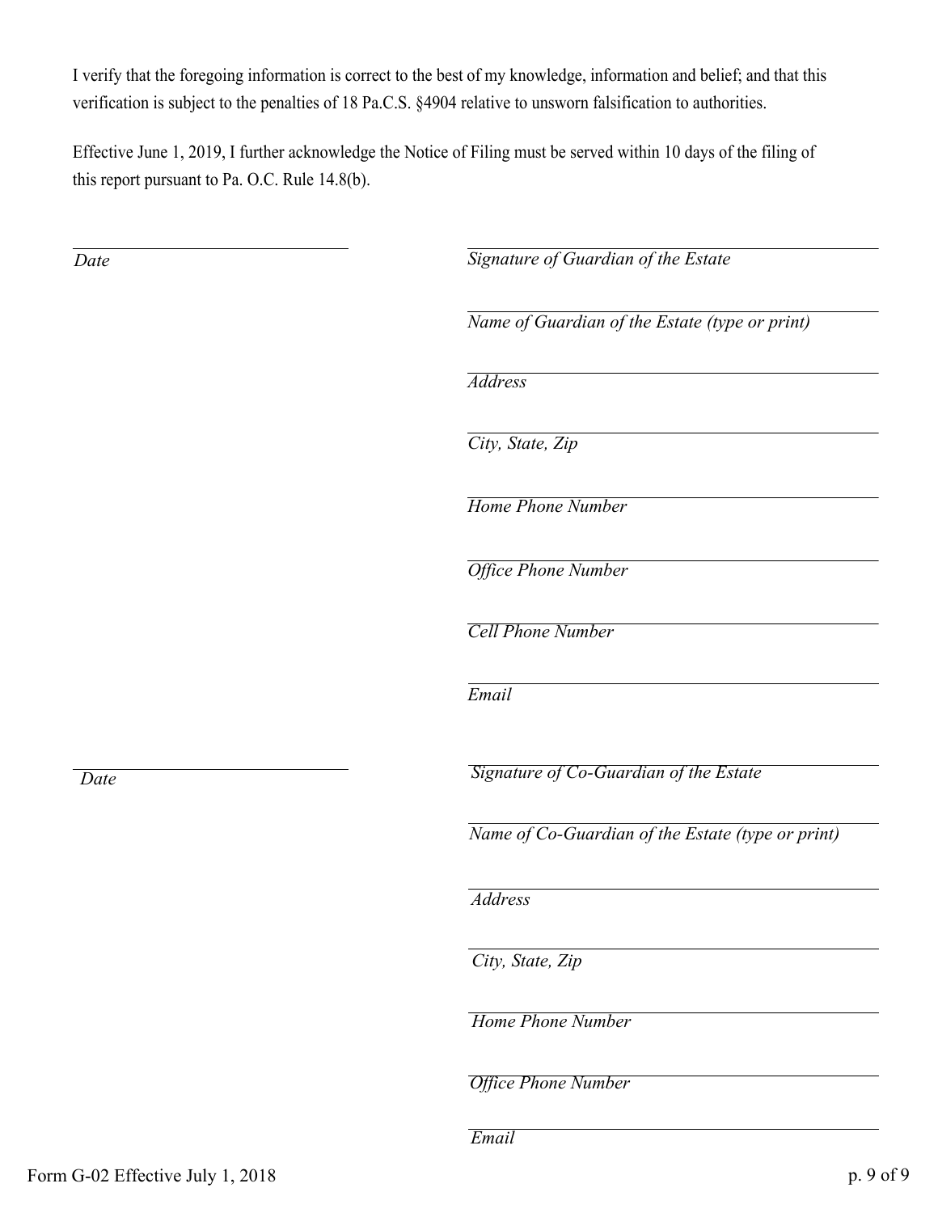I verify that the foregoing information is correct to the best of my knowledge, information and belief; and that this verification is subject to the penalties of 18 Pa.C.S. §4904 relative to unsworn falsification to authorities.

Effective June 1, 2019, I further acknowledge the Notice of Filing must be served within 10 days of the filing of this report pursuant to Pa. O.C. Rule 14.8(b).

\_\_\_\_\_\_\_\_\_\_\_\_\_\_\_\_\_\_\_\_\_\_\_\_\_\_\_\_\_\_
*Date*

\_\_\_\_\_\_\_\_\_\_\_\_\_\_\_\_\_\_\_\_\_\_\_\_\_\_\_\_\_\_
*Signature of Guardian of the Estate*

\_\_\_\_\_\_\_\_\_\_\_\_\_\_\_\_\_\_\_\_\_\_\_\_\_\_\_\_\_\_
*Name of Guardian of the Estate (type or print)*

\_\_\_\_\_\_\_\_\_\_\_\_\_\_\_\_\_\_\_\_\_\_\_\_\_\_\_\_\_\_
*Address*

\_\_\_\_\_\_\_\_\_\_\_\_\_\_\_\_\_\_\_\_\_\_\_\_\_\_\_\_\_\_
*City, State, Zip*

\_\_\_\_\_\_\_\_\_\_\_\_\_\_\_\_\_\_\_\_\_\_\_\_\_\_\_\_\_\_
*Home Phone Number*

\_\_\_\_\_\_\_\_\_\_\_\_\_\_\_\_\_\_\_\_\_\_\_\_\_\_\_\_\_\_
*Office Phone Number*

\_\_\_\_\_\_\_\_\_\_\_\_\_\_\_\_\_\_\_\_\_\_\_\_\_\_\_\_\_\_
*Cell Phone Number*

\_\_\_\_\_\_\_\_\_\_\_\_\_\_\_\_\_\_\_\_\_\_\_\_\_\_\_\_\_\_
*Email*

\_\_\_\_\_\_\_\_\_\_\_\_\_\_\_\_\_\_\_\_\_\_\_\_\_\_\_\_\_\_
*Date*

\_\_\_\_\_\_\_\_\_\_\_\_\_\_\_\_\_\_\_\_\_\_\_\_\_\_\_\_\_\_
*Signature of Co-Guardian of the Estate*

\_\_\_\_\_\_\_\_\_\_\_\_\_\_\_\_\_\_\_\_\_\_\_\_\_\_\_\_\_\_
*Name of Co-Guardian of the Estate (type or print)*

\_\_\_\_\_\_\_\_\_\_\_\_\_\_\_\_\_\_\_\_\_\_\_\_\_\_\_\_\_\_
*Address*

\_\_\_\_\_\_\_\_\_\_\_\_\_\_\_\_\_\_\_\_\_\_\_\_\_\_\_\_\_\_
*City, State, Zip*

\_\_\_\_\_\_\_\_\_\_\_\_\_\_\_\_\_\_\_\_\_\_\_\_\_\_\_\_\_\_
*Home Phone Number*

\_\_\_\_\_\_\_\_\_\_\_\_\_\_\_\_\_\_\_\_\_\_\_\_\_\_\_\_\_\_
*Office Phone Number*

\_\_\_\_\_\_\_\_\_\_\_\_\_\_\_\_\_\_\_\_\_\_\_\_\_\_\_\_\_\_
*Email*

Form G-02 Effective July 1, 2018